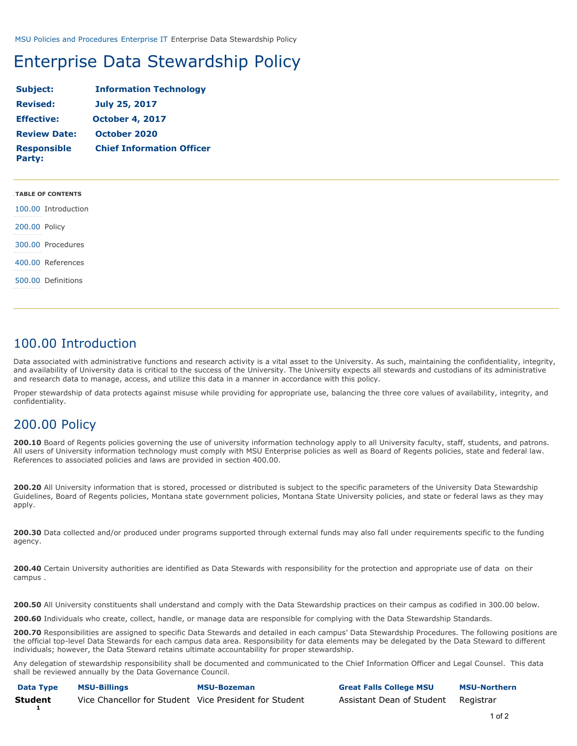MSU Policies and Procedures Enterprise IT Enterprise Data Stewardship Policy

# Enterprise Data Stewardship Policy

| | |
|---|---|
| **Subject:** | **Information Technology** |
| **Revised:** | **July 25, 2017** |
| **Effective:** | **October 4, 2017** |
| **Review Date:** | **October 2020** |
| **Responsible Party:** | **Chief Information Officer** |

**TABLE OF CONTENTS**

100.00 Introduction

200.00 Policy

300.00 Procedures

400.00 References

500.00 Definitions

## 100.00 Introduction

Data associated with administrative functions and research activity is a vital asset to the University. As such, maintaining the confidentiality, integrity, and availability of University data is critical to the success of the University. The University expects all stewards and custodians of its administrative and research data to manage, access, and utilize this data in a manner in accordance with this policy.

Proper stewardship of data protects against misuse while providing for appropriate use, balancing the three core values of availability, integrity, and confidentiality.

## 200.00 Policy

**200.10** Board of Regents policies governing the use of university information technology apply to all University faculty, staff, students, and patrons. All users of University information technology must comply with MSU Enterprise policies as well as Board of Regents policies, state and federal law. References to associated policies and laws are provided in section 400.00.

**200.20** All University information that is stored, processed or distributed is subject to the specific parameters of the University Data Stewardship Guidelines, Board of Regents policies, Montana state government policies, Montana State University policies, and state or federal laws as they may apply.

**200.30** Data collected and/or produced under programs supported through external funds may also fall under requirements specific to the funding agency.

**200.40** Certain University authorities are identified as Data Stewards with responsibility for the protection and appropriate use of data on their campus .

**200.50** All University constituents shall understand and comply with the Data Stewardship practices on their campus as codified in 300.00 below.

**200.60** Individuals who create, collect, handle, or manage data are responsible for complying with the Data Stewardship Standards.

**200.70** Responsibilities are assigned to specific Data Stewards and detailed in each campus' Data Stewardship Procedures. The following positions are the official top-level Data Stewards for each campus data area. Responsibility for data elements may be delegated by the Data Steward to different individuals; however, the Data Steward retains ultimate accountability for proper stewardship.

Any delegation of stewardship responsibility shall be documented and communicated to the Chief Information Officer and Legal Counsel. This data shall be reviewed annually by the Data Governance Council.

| Data Type | MSU-Billings | MSU-Bozeman | Great Falls College MSU | MSU-Northern |
|---|---|---|---|---|
| **Student** [1] | Vice Chancellor for Student | Vice President for Student | Assistant Dean of Student | Registrar |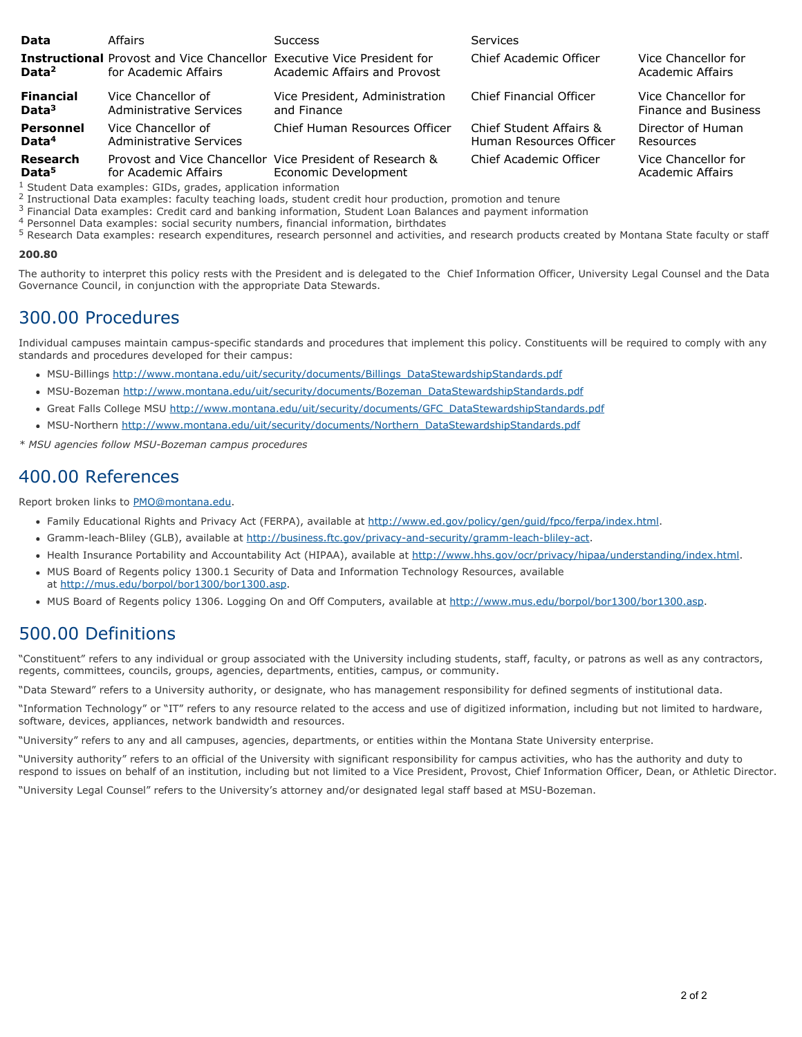| Data | Affairs | Success | Services | |
|---|---|---|---|---|
| **Instructional Data**[2] | Provost and Vice Chancellor for Academic Affairs | Executive Vice President for Academic Affairs and Provost | Chief Academic Officer | Vice Chancellor for Academic Affairs |
| **Financial Data**[3] | Vice Chancellor of Administrative Services | Vice President, Administration and Finance | Chief Financial Officer | Vice Chancellor for Finance and Business |
| **Personnel Data**[4] | Vice Chancellor of Administrative Services | Chief Human Resources Officer | Chief Student Affairs & Human Resources Officer | Director of Human Resources |
| **Research Data**[5] | Provost and Vice Chancellor for Academic Affairs | Vice President of Research & Economic Development | Chief Academic Officer | Vice Chancellor for Academic Affairs |

[1] Student Data examples: GIDs, grades, application information
[2] Instructional Data examples: faculty teaching loads, student credit hour production, promotion and tenure
[3] Financial Data examples: Credit card and banking information, Student Loan Balances and payment information
[4] Personnel Data examples: social security numbers, financial information, birthdates
[5] Research Data examples: research expenditures, research personnel and activities, and research products created by Montana State faculty or staff

**200.80**

The authority to interpret this policy rests with the President and is delegated to the Chief Information Officer, University Legal Counsel and the Data Governance Council, in conjunction with the appropriate Data Stewards.

## 300.00 Procedures

Individual campuses maintain campus-specific standards and procedures that implement this policy. Constituents will be required to comply with any standards and procedures developed for their campus:

- MSU-Billings http://www.montana.edu/uit/security/documents/Billings_DataStewardshipStandards.pdf
- MSU-Bozeman http://www.montana.edu/uit/security/documents/Bozeman_DataStewardshipStandards.pdf
- Great Falls College MSU http://www.montana.edu/uit/security/documents/GFC_DataStewardshipStandards.pdf
- MSU-Northern http://www.montana.edu/uit/security/documents/Northern_DataStewardshipStandards.pdf

*\* MSU agencies follow MSU-Bozeman campus procedures*

## 400.00 References

Report broken links to PMO@montana.edu.

- Family Educational Rights and Privacy Act (FERPA), available at http://www.ed.gov/policy/gen/guid/fpco/ferpa/index.html.
- Gramm-leach-Bliley (GLB), available at http://business.ftc.gov/privacy-and-security/gramm-leach-bliley-act.
- Health Insurance Portability and Accountability Act (HIPAA), available at http://www.hhs.gov/ocr/privacy/hipaa/understanding/index.html.
- MUS Board of Regents policy 1300.1 Security of Data and Information Technology Resources, available at http://mus.edu/borpol/bor1300/bor1300.asp.
- MUS Board of Regents policy 1306. Logging On and Off Computers, available at http://www.mus.edu/borpol/bor1300/bor1300.asp.

## 500.00 Definitions

"Constituent" refers to any individual or group associated with the University including students, staff, faculty, or patrons as well as any contractors, regents, committees, councils, groups, agencies, departments, entities, campus, or community.

"Data Steward" refers to a University authority, or designate, who has management responsibility for defined segments of institutional data.

"Information Technology" or "IT" refers to any resource related to the access and use of digitized information, including but not limited to hardware, software, devices, appliances, network bandwidth and resources.

"University" refers to any and all campuses, agencies, departments, or entities within the Montana State University enterprise.

"University authority" refers to an official of the University with significant responsibility for campus activities, who has the authority and duty to respond to issues on behalf of an institution, including but not limited to a Vice President, Provost, Chief Information Officer, Dean, or Athletic Director.

"University Legal Counsel" refers to the University's attorney and/or designated legal staff based at MSU-Bozeman.